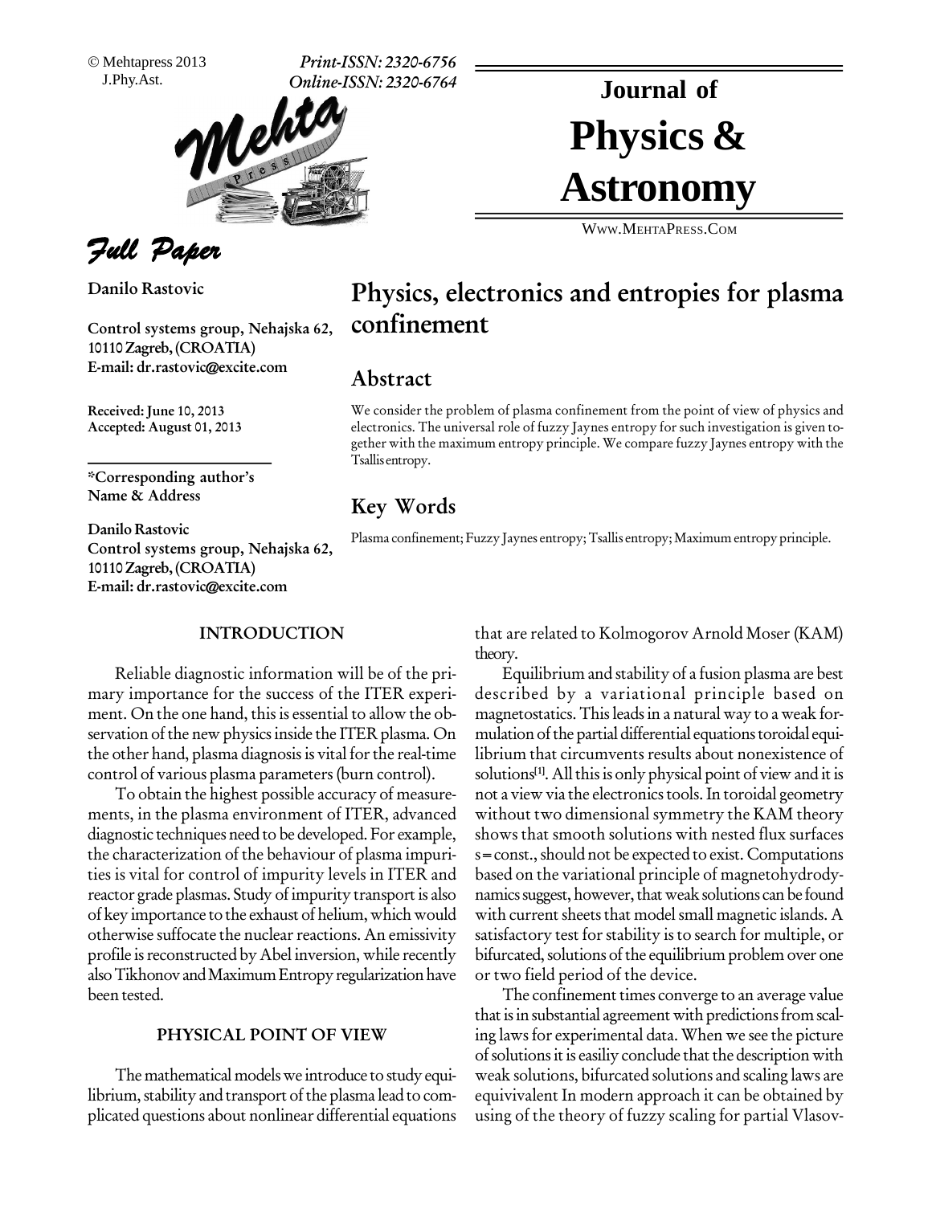Full Paper

**Danilo Rastovic**

Control systems group, Nehajska 62, 10110 Zagreb, (CROATIA)
E-mail: dr.rastovic@excite.com

Received: June 10, 2013
Accepted: August 01, 2013

*Corresponding author's Name & Address

Danilo Rastovic
Control systems group, Nehajska 62, 10110 Zagreb, (CROATIA)
E-mail: dr.rastovic@excite.com

# Physics, electronics and entropies for plasma confinement

## Abstract

We consider the problem of plasma confinement from the point of view of physics and electronics. The universal role of fuzzy Jaynes entropy for such investigation is given together with the maximum entropy principle. We compare fuzzy Jaynes entropy with the Tsallis entropy.

## Key Words

Plasma confinement; Fuzzy Jaynes entropy; Tsallis entropy; Maximum entropy principle.

## INTRODUCTION

Reliable diagnostic information will be of the primary importance for the success of the ITER experiment. On the one hand, this is essential to allow the observation of the new physics inside the ITER plasma. On the other hand, plasma diagnosis is vital for the real-time control of various plasma parameters (burn control).

To obtain the highest possible accuracy of measurements, in the plasma environment of ITER, advanced diagnostic techniques need to be developed. For example, the characterization of the behaviour of plasma impurities is vital for control of impurity levels in ITER and reactor grade plasmas. Study of impurity transport is also of key importance to the exhaust of helium, which would otherwise suffocate the nuclear reactions. An emissivity profile is reconstructed by Abel inversion, while recently also Tikhonov and Maximum Entropy regularization have been tested.

## PHYSICAL POINT OF VIEW

The mathematical models we introduce to study equilibrium, stability and transport of the plasma lead to complicated questions about nonlinear differential equations that are related to Kolmogorov Arnold Moser (KAM) theory.

Equilibrium and stability of a fusion plasma are best described by a variational principle based on magnetostatics. This leads in a natural way to a weak formulation of the partial differential equations toroidal equilibrium that circumvents results about nonexistence of solutions[1]. All this is only physical point of view and it is not a view via the electronics tools. In toroidal geometry without two dimensional symmetry the KAM theory shows that smooth solutions with nested flux surfaces s = const., should not be expected to exist. Computations based on the variational principle of magnetohydrodynamics suggest, however, that weak solutions can be found with current sheets that model small magnetic islands. A satisfactory test for stability is to search for multiple, or bifurcated, solutions of the equilibrium problem over one or two field period of the device.

The confinement times converge to an average value that is in substantial agreement with predictions from scaling laws for experimental data. When we see the picture of solutions it is easiliy conclude that the description with weak solutions, bifurcated solutions and scaling laws are equivivalent In modern approach it can be obtained by using of the theory of fuzzy scaling for partial Vlasov-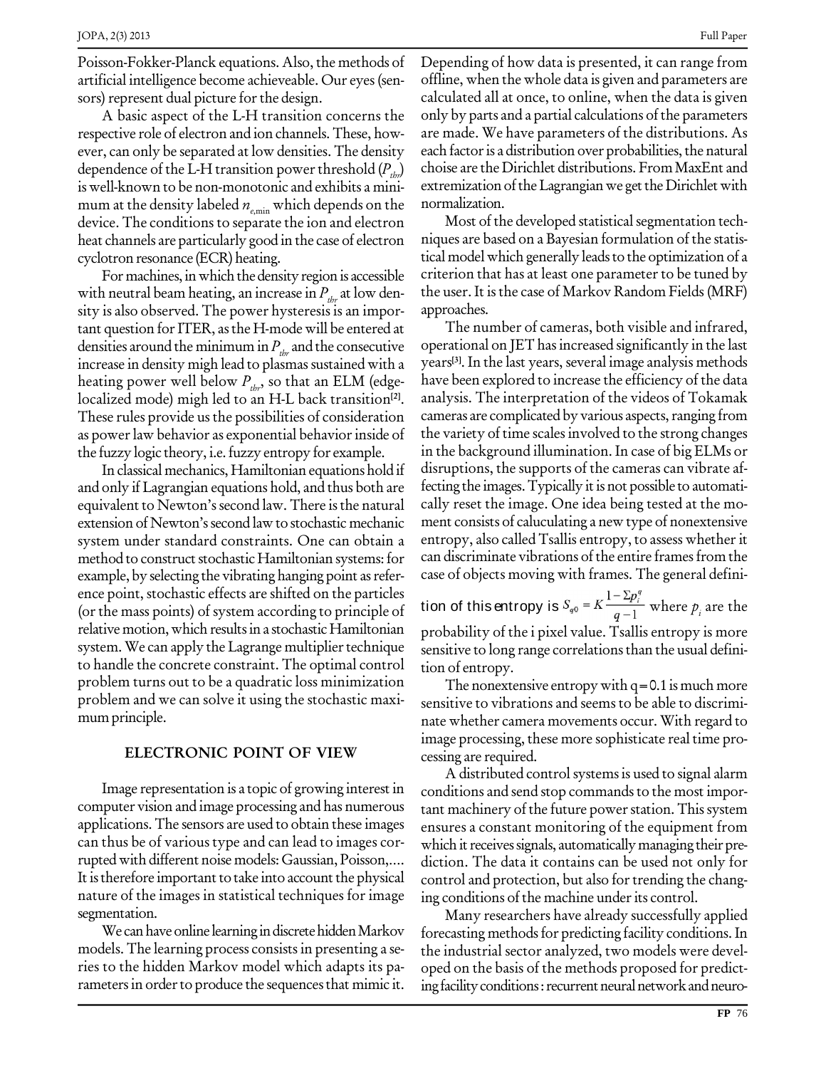Poisson-Fokker-Planck equations. Also, the methods of artificial intelligence become achieveable. Our eyes (sensors) represent dual picture for the design.

A basic aspect of the L-H transition concerns the respective role of electron and ion channels. These, however, can only be separated at low densities. The density dependence of the L-H transition power threshold ($P_{thr}$) is well-known to be non-monotonic and exhibits a minimum at the density labeled $n_{e,\min}$ which depends on the device. The conditions to separate the ion and electron heat channels are particularly good in the case of electron cyclotron resonance (ECR) heating.

For machines, in which the density region is accessible with neutral beam heating, an increase in $P_{thr}$ at low density is also observed. The power hysteresis is an important question for ITER, as the H-mode will be entered at densities around the minimum in $P_{thr}$ and the consecutive increase in density migh lead to plasmas sustained with a heating power well below $P_{thr}$, so that an ELM (edge-localized mode) migh led to an H-L back transition[2]. These rules provide us the possibilities of consideration as power law behavior as exponential behavior inside of the fuzzy logic theory, i.e. fuzzy entropy for example.

In classical mechanics, Hamiltonian equations hold if and only if Lagrangian equations hold, and thus both are equivalent to Newton's second law. There is the natural extension of Newton's second law to stochastic mechanic system under standard constraints. One can obtain a method to construct stochastic Hamiltonian systems: for example, by selecting the vibrating hanging point as reference point, stochastic effects are shifted on the particles (or the mass points) of system according to principle of relative motion, which results in a stochastic Hamiltonian system. We can apply the Lagrange multiplier technique to handle the concrete constraint. The optimal control problem turns out to be a quadratic loss minimization problem and we can solve it using the stochastic maximum principle.

## ELECTRONIC POINT OF VIEW

Image representation is a topic of growing interest in computer vision and image processing and has numerous applications. The sensors are used to obtain these images can thus be of various type and can lead to images corrupted with different noise models: Gaussian, Poisson,.... It is therefore important to take into account the physical nature of the images in statistical techniques for image segmentation.

We can have online learning in discrete hidden Markov models. The learning process consists in presenting a series to the hidden Markov model which adapts its parameters in order to produce the sequences that mimic it. Depending of how data is presented, it can range from offline, when the whole data is given and parameters are calculated all at once, to online, when the data is given only by parts and a partial calculations of the parameters are made. We have parameters of the distributions. As each factor is a distribution over probabilities, the natural choise are the Dirichlet distributions. From MaxEnt and extremization of the Lagrangian we get the Dirichlet with normalization.

Most of the developed statistical segmentation techniques are based on a Bayesian formulation of the statistical model which generally leads to the optimization of a criterion that has at least one parameter to be tuned by the user. It is the case of Markov Random Fields (MRF) approaches.

The number of cameras, both visible and infrared, operational on JET has increased significantly in the last years[3]. In the last years, several image analysis methods have been explored to increase the efficiency of the data analysis. The interpretation of the videos of Tokamak cameras are complicated by various aspects, ranging from the variety of time scales involved to the strong changes in the background illumination. In case of big ELMs or disruptions, the supports of the cameras can vibrate affecting the images. Typically it is not possible to automatically reset the image. One idea being tested at the moment consists of caluculating a new type of nonextensive entropy, also called Tsallis entropy, to assess whether it can discriminate vibrations of the entire frames from the case of objects moving with frames. The general definition of this entropy is $S_{q0} = K\dfrac{1-\Sigma p_i^q}{q-1}$ where $p_i$ are the probability of the i pixel value. Tsallis entropy is more sensitive to long range correlations than the usual definition of entropy.

The nonextensive entropy with q=0.1 is much more sensitive to vibrations and seems to be able to discriminate whether camera movements occur. With regard to image processing, these more sophisticate real time processing are required.

A distributed control systems is used to signal alarm conditions and send stop commands to the most important machinery of the future power station. This system ensures a constant monitoring of the equipment from which it receives signals, automatically managing their prediction. The data it contains can be used not only for control and protection, but also for trending the changing conditions of the machine under its control.

Many researchers have already successfully applied forecasting methods for predicting facility conditions. In the industrial sector analyzed, two models were developed on the basis of the methods proposed for predicting facility conditions : recurrent neural network and neuro-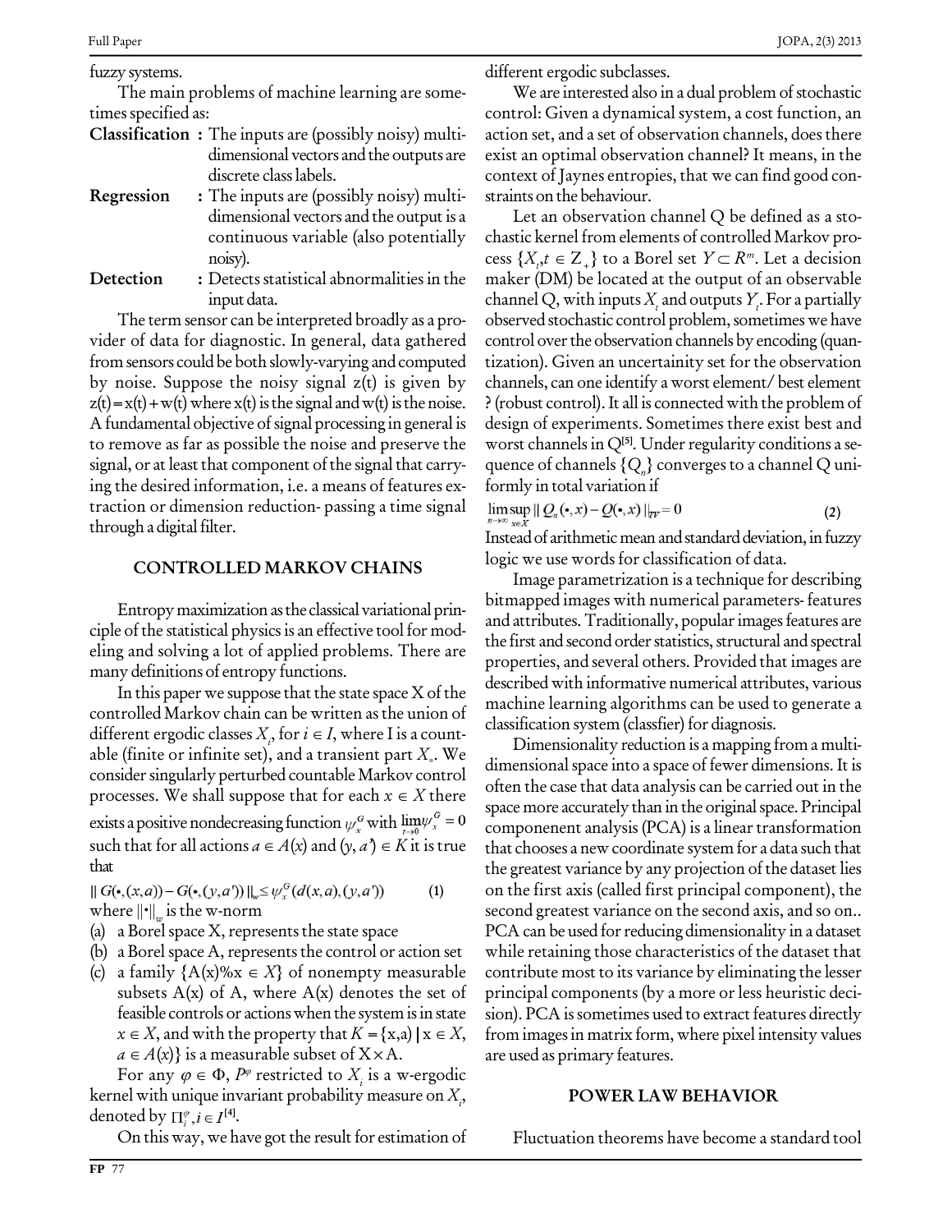fuzzy systems.

The main problems of machine learning are sometimes specified as:

**Classification** : The inputs are (possibly noisy) multidimensional vectors and the outputs are discrete class labels.

**Regression** : The inputs are (possibly noisy) multidimensional vectors and the output is a continuous variable (also potentially noisy).

**Detection** : Detects statistical abnormalities in the input data.

The term sensor can be interpreted broadly as a provider of data for diagnostic. In general, data gathered from sensors could be both slowly-varying and computed by noise. Suppose the noisy signal z(t) is given by z(t) = x(t) + w(t) where x(t) is the signal and w(t) is the noise. A fundamental objective of signal processing in general is to remove as far as possible the noise and preserve the signal, or at least that component of the signal that carrying the desired information, i.e. a means of features extraction or dimension reduction- passing a time signal through a digital filter.

## CONTROLLED MARKOV CHAINS

Entropy maximization as the classical variational principle of the statistical physics is an effective tool for modeling and solving a lot of applied problems. There are many definitions of entropy functions.

In this paper we suppose that the state space X of the controlled Markov chain can be written as the union of different ergodic classes $X_i$, for $i \in I$, where I is a countable (finite or infinite set), and a transient part $X_*$. We consider singularly perturbed countable Markov control processes. We shall suppose that for each $x \in X$ there exists a positive nondecreasing function $\psi_x^G$ with $\lim_{t\to 0} \psi_x^G = 0$ such that for all actions $a \in A(x)$ and $(y, a') \in K$ it is true that

$$\| G(\bullet,(x,a)) - G(\bullet,(y,a')) \|_w \leq \psi_x^G(d(x,a),(y,a')) \quad (1)$$

where $\|\bullet\|_w$ is the w-norm

(a) a Borel space X, represents the state space

(b) a Borel space A, represents the control or action set

(c) a family $\{A(x)\%x \in X\}$ of nonempty measurable subsets A(x) of A, where A(x) denotes the set of feasible controls or actions when the system is in state $x \in X$, and with the property that $K = \{x,a) \mid x \in X, a \in A(x)\}$ is a measurable subset of $X \times A$.

For any $\varphi \in \Phi$, $P^\varphi$ restricted to $X_i$ is a w-ergodic kernel with unique invariant probability measure on $X_i$, denoted by $\Pi_i^\varphi, i \in I$[4].

On this way, we have got the result for estimation of different ergodic subclasses.

We are interested also in a dual problem of stochastic control: Given a dynamical system, a cost function, an action set, and a set of observation channels, does there exist an optimal observation channel? It means, in the context of Jaynes entropies, that we can find good constraints on the behaviour.

Let an observation channel Q be defined as a stochastic kernel from elements of controlled Markov process $\{X_t, t \in Z_+\}$ to a Borel set $Y \subset R^m$. Let a decision maker (DM) be located at the output of an observable channel Q, with inputs $X_t$ and outputs $Y_t$. For a partially observed stochastic control problem, sometimes we have control over the observation channels by encoding (quantization). Given an uncertainity set for the observation channels, can one identify a worst element/ best element ? (robust control). It all is connected with the problem of design of experiments. Sometimes there exist best and worst channels in Q[5]. Under regularity conditions a sequence of channels $\{Q_n\}$ converges to a channel Q uniformly in total variation if

$$\lim_{n\to\infty} \sup_{x\in X} \| Q_n(\bullet, x) - Q(\bullet, x) \|_{TV} = 0 \quad (2)$$

Instead of arithmetic mean and standard deviation, in fuzzy logic we use words for classification of data.

Image parametrization is a technique for describing bitmapped images with numerical parameters- features and attributes. Traditionally, popular images features are the first and second order statistics, structural and spectral properties, and several others. Provided that images are described with informative numerical attributes, various machine learning algorithms can be used to generate a classification system (classfier) for diagnosis.

Dimensionality reduction is a mapping from a multidimensional space into a space of fewer dimensions. It is often the case that data analysis can be carried out in the space more accurately than in the original space. Principal componenent analysis (PCA) is a linear transformation that chooses a new coordinate system for a data such that the greatest variance by any projection of the dataset lies on the first axis (called first principal component), the second greatest variance on the second axis, and so on.. PCA can be used for reducing dimensionality in a dataset while retaining those characteristics of the dataset that contribute most to its variance by eliminating the lesser principal components (by a more or less heuristic decision). PCA is sometimes used to extract features directly from images in matrix form, where pixel intensity values are used as primary features.

## POWER LAW BEHAVIOR

Fluctuation theorems have become a standard tool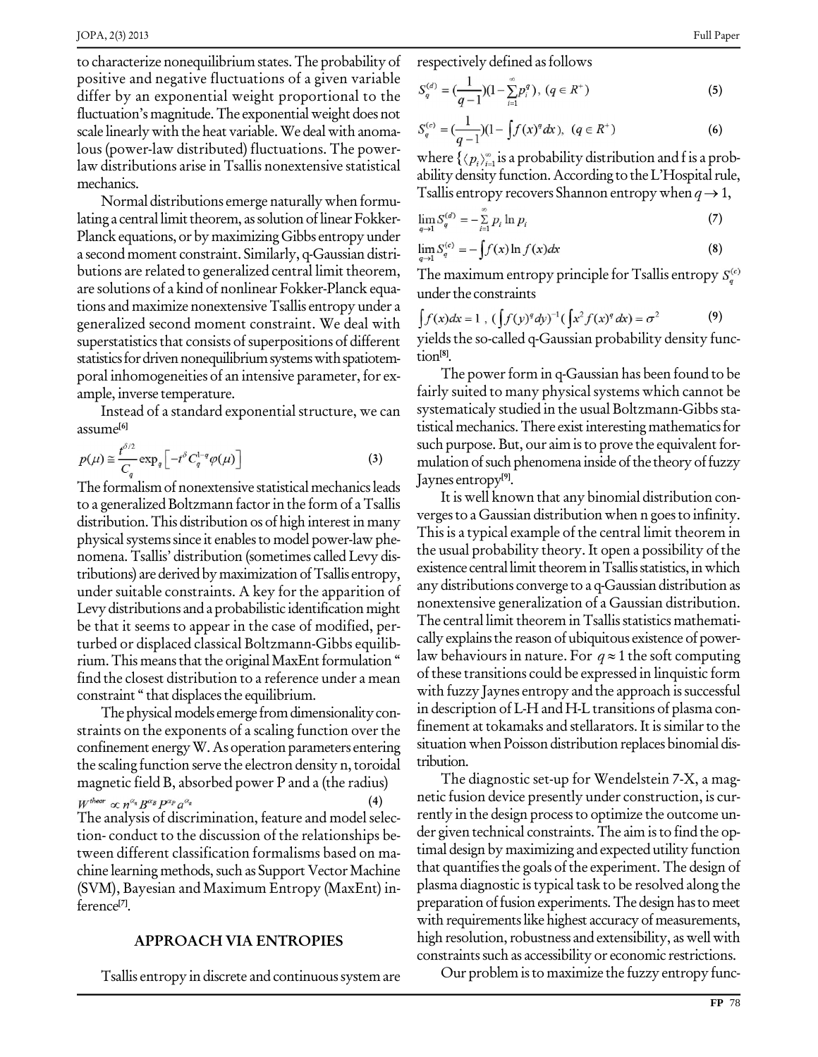to characterize nonequilibrium states. The probability of positive and negative fluctuations of a given variable differ by an exponential weight proportional to the fluctuation's magnitude. The exponential weight does not scale linearly with the heat variable. We deal with anomalous (power-law distributed) fluctuations. The power-law distributions arise in Tsallis nonextensive statistical mechanics.

Normal distributions emerge naturally when formulating a central limit theorem, as solution of linear Fokker-Planck equations, or by maximizing Gibbs entropy under a second moment constraint. Similarly, q-Gaussian distributions are related to generalized central limit theorem, are solutions of a kind of nonlinear Fokker-Planck equations and maximize nonextensive Tsallis entropy under a generalized second moment constraint. We deal with superstatistics that consists of superpositions of different statistics for driven nonequilibrium systems with spatiotemporal inhomogeneities of an intensive parameter, for example, inverse temperature.

Instead of a standard exponential structure, we can assume[6]

$$p(\mu) \cong \frac{t^{\delta/2}}{C_q} \exp_q\left[-t^{\delta} C_q^{1-q} \varphi(\mu)\right] \tag{3}$$

The formalism of nonextensive statistical mechanics leads to a generalized Boltzmann factor in the form of a Tsallis distribution. This distribution os of high interest in many physical systems since it enables to model power-law phenomena. Tsallis' distribution (sometimes called Levy distributions) are derived by maximization of Tsallis entropy, under suitable constraints. A key for the apparition of Levy distributions and a probabilistic identification might be that it seems to appear in the case of modified, perturbed or displaced classical Boltzmann-Gibbs equilibrium. This means that the original MaxEnt formulation " find the closest distribution to a reference under a mean constraint " that displaces the equilibrium.

The physical models emerge from dimensionality constraints on the exponents of a scaling function over the confinement energy W. As operation parameters entering the scaling function serve the electron density n, toroidal magnetic field B, absorbed power P and a (the radius)

$$W^{theor} \propto n^{\alpha_n} B^{\alpha_B} P^{\alpha_P} a^{\alpha_a} \tag{4}$$

The analysis of discrimination, feature and model selection- conduct to the discussion of the relationships between different classification formalisms based on machine learning methods, such as Support Vector Machine (SVM), Bayesian and Maximum Entropy (MaxEnt) inference[7].

## APPROACH VIA ENTROPIES

Tsallis entropy in discrete and continuous system are respectively defined as follows

$$S_q^{(d)} = \left(\frac{1}{q-1}\right)\left(1 - \sum_{i=1}^{\infty} p_i^q\right), \; (q \in R^+) \tag{5}$$

$$S_q^{(c)} = \left(\frac{1}{q-1}\right)\left(1 - \int f(x)^q dx\right), \; (q \in R^+) \tag{6}$$

where $\{\langle p_i \rangle_{i=1}^{\infty}$ is a probability distribution and f is a probability density function. According to the L'Hospital rule, Tsallis entropy recovers Shannon entropy when $q \to 1$,

$$\lim_{q \to 1} S_q^{(d)} = -\sum_{i=1}^{\infty} p_i \ln p_i \tag{7}$$

$$\lim_{q \to 1} S_q^{(c)} = -\int f(x) \ln f(x) dx \tag{8}$$

The maximum entropy principle for Tsallis entropy $S_q^{(c)}$ under the constraints

$$\int f(x)dx = 1 \;,\; \left(\int f(y)^q dy\right)^{-1}\left(\int x^2 f(x)^q dx\right) = \sigma^2 \tag{9}$$

yields the so-called q-Gaussian probability density function[8].

The power form in q-Gaussian has been found to be fairly suited to many physical systems which cannot be systematicaly studied in the usual Boltzmann-Gibbs statistical mechanics. There exist interesting mathematics for such purpose. But, our aim is to prove the equivalent formulation of such phenomena inside of the theory of fuzzy Jaynes entropy[9].

It is well known that any binomial distribution converges to a Gaussian distribution when n goes to infinity. This is a typical example of the central limit theorem in the usual probability theory. It open a possibility of the existence central limit theorem in Tsallis statistics, in which any distributions converge to a q-Gaussian distribution as nonextensive generalization of a Gaussian distribution. The central limit theorem in Tsallis statistics mathematically explains the reason of ubiquitous existence of power-law behaviours in nature. For $q \approx 1$ the soft computing of these transitions could be expressed in linquistic form with fuzzy Jaynes entropy and the approach is successful in description of L-H and H-L transitions of plasma confinement at tokamaks and stellarators. It is similar to the situation when Poisson distribution replaces binomial distribution.

The diagnostic set-up for Wendelstein 7-X, a magnetic fusion device presently under construction, is currently in the design process to optimize the outcome under given technical constraints. The aim is to find the optimal design by maximizing and expected utility function that quantifies the goals of the experiment. The design of plasma diagnostic is typical task to be resolved along the preparation of fusion experiments. The design has to meet with requirements like highest accuracy of measurements, high resolution, robustness and extensibility, as well with constraints such as accessibility or economic restrictions.

Our problem is to maximize the fuzzy entropy func-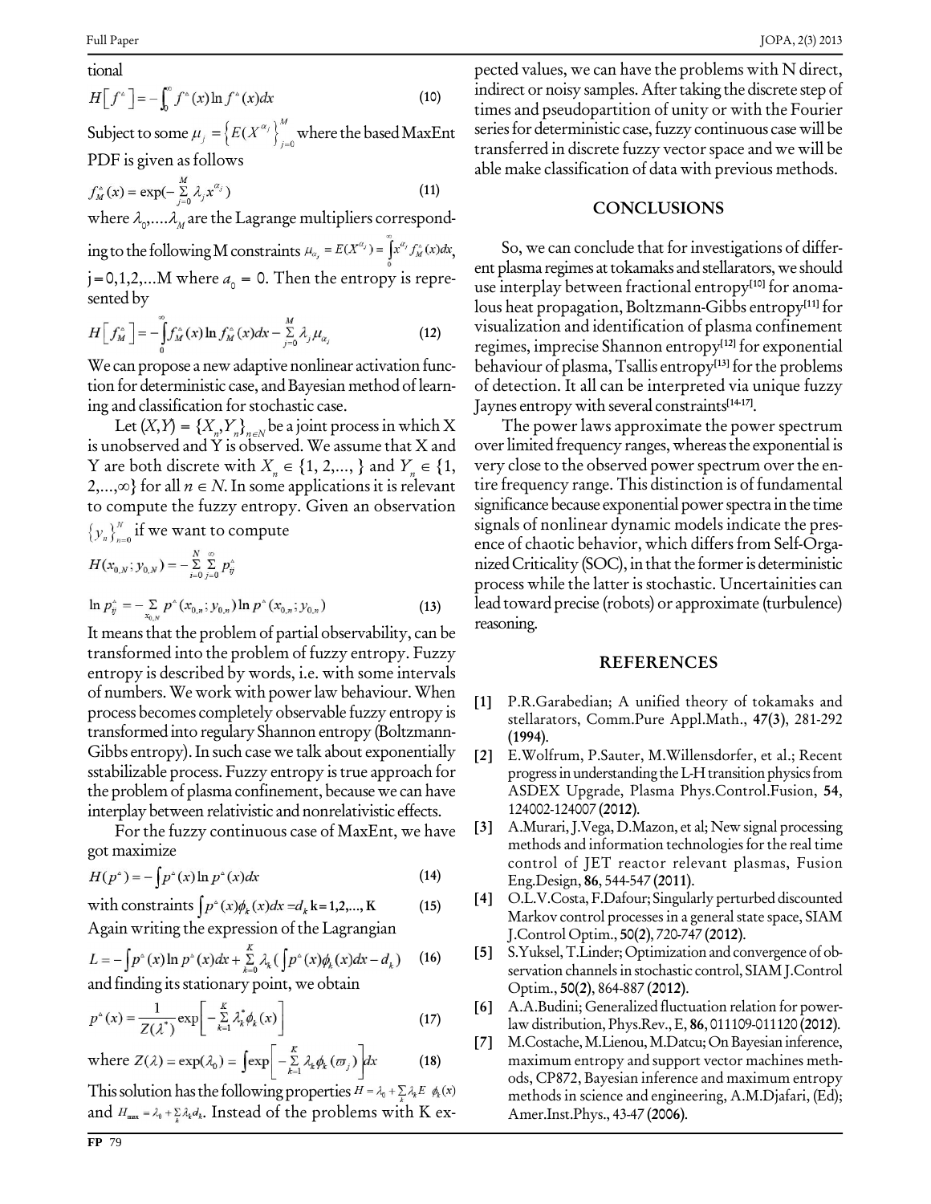tional

$$H\left[f^{\wedge}\right] = -\int_0^{\infty} f^{\wedge}(x)\ln f^{\wedge}(x)dx \tag{10}$$

Subject to some $\mu_j = \left\{E(X^{\alpha_j}\right\}_{j=0}^{M}$ where the based MaxEnt PDF is given as follows

$$f_M^{\wedge}(x) = \exp(-\sum_{j=0}^{M}\lambda_j x^{\alpha_j}) \tag{11}$$

where $\lambda_0,....\lambda_M$ are the Lagrange multipliers corresponding to the following M constraints $\mu_{\alpha_j} = E(X^{\alpha_j}) = \int_0^{\infty} x^{\alpha_j} f_M^{\wedge}(x)dx$, j=0,1,2,...M where $a_0 = 0$. Then the entropy is represented by

$$H\left[f_M^{\wedge}\right] = -\int_0^{\infty} f_M^{\wedge}(x)\ln f_M^{\wedge}(x)dx - \sum_{j=0}^{M}\lambda_j\mu_{\alpha_j} \tag{12}$$

We can propose a new adaptive nonlinear activation function for deterministic case, and Bayesian method of learning and classification for stochastic case.

Let $(X,Y) = \{X_n, Y_n\}_{n\in N}$ be a joint process in which X is unobserved and Y is observed. We assume that X and Y are both discrete with $X_n \in \{1, 2,..., \}$ and $Y_n \in \{1, 2,...,\infty\}$ for all $n \in N$. In some applications it is relevant to compute the fuzzy entropy. Given an observation $\{y_n\}_{n=0}^{N}$ if we want to compute

$$H(x_{0,N}; y_{0,N}) = -\sum_{i=0}^{N}\sum_{j=0}^{\infty} p_{ij}^{\wedge}$$

$$\ln p_{ij}^{\wedge} = -\sum_{x_{0,N}} p^{\wedge}(x_{0,n}; y_{0,n})\ln p^{\wedge}(x_{0,n}; y_{0,n}) \tag{13}$$

It means that the problem of partial observability, can be transformed into the problem of fuzzy entropy. Fuzzy entropy is described by words, i.e. with some intervals of numbers. We work with power law behaviour. When process becomes completely observable fuzzy entropy is transformed into regulary Shannon entropy (Boltzmann-Gibbs entropy). In such case we talk about exponentially sstabilizable process. Fuzzy entropy is true approach for the problem of plasma confinement, because we can have interplay between relativistic and nonrelativistic effects.

For the fuzzy continuous case of MaxEnt, we have got maximize

$$H(p^{\wedge}) = -\int p^{\wedge}(x)\ln p^{\wedge}(x)dx \tag{14}$$

with constraints $\int p^{\wedge}(x)\phi_k(x)dx = d_k$ k=1,2,..., K (15)

Again writing the expression of the Lagrangian

$$L = -\int p^{\wedge}(x)\ln p^{\wedge}(x)dx + \sum_{k=0}^{K}\lambda_k\left(\int p^{\wedge}(x)\phi_k(x)dx - d_k\right) \tag{16}$$

and finding its stationary point, we obtain

$$p^{\wedge}(x) = \frac{1}{Z(\lambda^*)}\exp\left[-\sum_{k=1}^{K}\lambda_k^*\phi_k(x)\right] \tag{17}$$

$$\text{where } Z(\lambda) = \exp(\lambda_0) = \int \exp\left[-\sum_{k=1}^{K}\lambda_k\phi_k(\varpi_j)\right]dx \tag{18}$$

This solution has the following properties $H = \lambda_0 + \sum_k \lambda_k E\ \phi_k(x)$ and $H_{\max} = \lambda_0 + \sum_k \lambda_k d_k$. Instead of the problems with K expected values, we can have the problems with N direct, indirect or noisy samples. After taking the discrete step of times and pseudopartition of unity or with the Fourier series for deterministic case, fuzzy continuous case will be transferred in discrete fuzzy vector space and we will be able make classification of data with previous methods.

## CONCLUSIONS

So, we can conclude that for investigations of different plasma regimes at tokamaks and stellarators, we should use interplay between fractional entropy[10] for anomalous heat propagation, Boltzmann-Gibbs entropy[11] for visualization and identification of plasma confinement regimes, imprecise Shannon entropy[12] for exponential behaviour of plasma, Tsallis entropy[13] for the problems of detection. It all can be interpreted via unique fuzzy Jaynes entropy with several constraints[14-17].

The power laws approximate the power spectrum over limited frequency ranges, whereas the exponential is very close to the observed power spectrum over the entire frequency range. This distinction is of fundamental significance because exponential power spectra in the time signals of nonlinear dynamic models indicate the presence of chaotic behavior, which differs from Self-Organized Criticality (SOC), in that the former is deterministic process while the latter is stochastic. Uncertainities can lead toward precise (robots) or approximate (turbulence) reasoning.

## REFERENCES

[1] P.R.Garabedian; A unified theory of tokamaks and stellarators, Comm.Pure Appl.Math., **47(3)**, 281-292 **(1994)**.

[2] E.Wolfrum, P.Sauter, M.Willensdorfer, et al.; Recent progress in understanding the L-H transition physics from ASDEX Upgrade, Plasma Phys.Control.Fusion, **54**, 124002-124007 **(2012)**.

[3] A.Murari, J.Vega, D.Mazon, et al; New signal processing methods and information technologies for the real time control of JET reactor relevant plasmas, Fusion Eng.Design, **86**, 544-547 **(2011)**.

[4] O.L.V.Costa, F.Dafour; Singularly perturbed discounted Markov control processes in a general state space, SIAM J.Control Optim., **50(2)**, 720-747 **(2012)**.

[5] S.Yuksel, T.Linder; Optimization and convergence of observation channels in stochastic control, SIAM J.Control Optim., **50(2)**, 864-887 **(2012)**.

[6] A.A.Budini; Generalized fluctuation relation for power-law distribution, Phys.Rev., E, **86**, 011109-011120 **(2012)**.

[7] M.Costache, M.Lienou, M.Datcu; On Bayesian inference, maximum entropy and support vector machines methods, CP872, Bayesian inference and maximum entropy methods in science and engineering, A.M.Djafari, (Ed); Amer.Inst.Phys., 43-47 **(2006)**.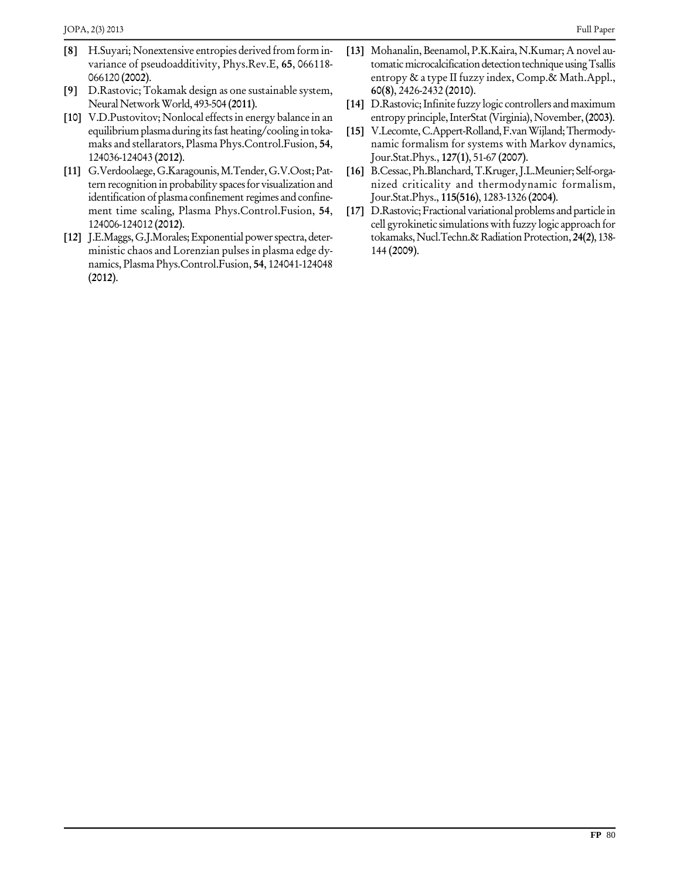[8] H.Suyari; Nonextensive entropies derived from form invariance of pseudoadditivity, Phys.Rev.E, **65**, 066118-066120 **(2002)**.

[9] D.Rastovic; Tokamak design as one sustainable system, Neural Network World, 493-504 **(2011)**.

[10] V.D.Pustovitov; Nonlocal effects in energy balance in an equilibrium plasma during its fast heating/cooling in tokamaks and stellarators, Plasma Phys.Control.Fusion, **54**, 124036-124043 **(2012)**.

[11] G.Verdoolaege, G.Karagounis, M.Tender, G.V.Oost; Pattern recognition in probability spaces for visualization and identification of plasma confinement regimes and confinement time scaling, Plasma Phys.Control.Fusion, **54**, 124006-124012 **(2012)**.

[12] J.E.Maggs, G.J.Morales; Exponential power spectra, deterministic chaos and Lorenzian pulses in plasma edge dynamics, Plasma Phys.Control.Fusion, **54**, 124041-124048 **(2012)**.

[13] Mohanalin, Beenamol, P.K.Kaira, N.Kumar; A novel automatic microcalcification detection technique using Tsallis entropy & a type II fuzzy index, Comp.& Math.Appl., **60(8)**, 2426-2432 **(2010)**.

[14] D.Rastovic; Infinite fuzzy logic controllers and maximum entropy principle, InterStat (Virginia), November, **(2003)**.

[15] V.Lecomte, C.Appert-Rolland, F.van Wijland; Thermodynamic formalism for systems with Markov dynamics, Jour.Stat.Phys., **127(1)**, 51-67 **(2007)**.

[16] B.Cessac, Ph.Blanchard, T.Kruger, J.L.Meunier; Self-organized criticality and thermodynamic formalism, Jour.Stat.Phys., **115(516)**, 1283-1326 **(2004)**.

[17] D.Rastovic; Fractional variational problems and particle in cell gyrokinetic simulations with fuzzy logic approach for tokamaks, Nucl.Techn.& Radiation Protection, **24(2)**, 138-144 **(2009)**.